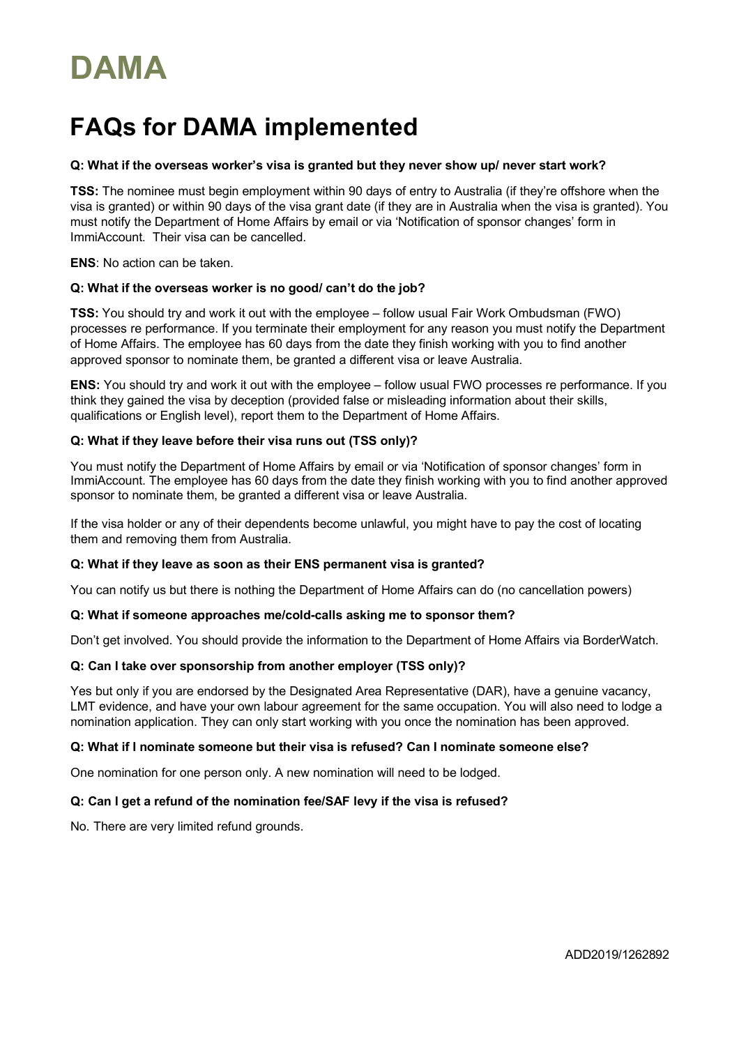# DAMA

## FAQs for DAMA implemented

**Q: What if the overseas worker's visa is granted but they never show up/ never start work?**

**TSS:** The nominee must begin employment within 90 days of entry to Australia (if they're offshore when the visa is granted) or within 90 days of the visa grant date (if they are in Australia when the visa is granted). You must notify the Department of Home Affairs by email or via 'Notification of sponsor changes' form in ImmiAccount. Their visa can be cancelled.

**ENS**: No action can be taken.

**Q: What if the overseas worker is no good/ can't do the job?**

**TSS:** You should try and work it out with the employee – follow usual Fair Work Ombudsman (FWO) processes re performance. If you terminate their employment for any reason you must notify the Department of Home Affairs. The employee has 60 days from the date they finish working with you to find another approved sponsor to nominate them, be granted a different visa or leave Australia.

**ENS:** You should try and work it out with the employee – follow usual FWO processes re performance. If you think they gained the visa by deception (provided false or misleading information about their skills, qualifications or English level), report them to the Department of Home Affairs.

**Q: What if they leave before their visa runs out (TSS only)?**

You must notify the Department of Home Affairs by email or via 'Notification of sponsor changes' form in ImmiAccount. The employee has 60 days from the date they finish working with you to find another approved sponsor to nominate them, be granted a different visa or leave Australia.

If the visa holder or any of their dependents become unlawful, you might have to pay the cost of locating them and removing them from Australia.

**Q: What if they leave as soon as their ENS permanent visa is granted?**

You can notify us but there is nothing the Department of Home Affairs can do (no cancellation powers)

**Q: What if someone approaches me/cold-calls asking me to sponsor them?**

Don't get involved. You should provide the information to the Department of Home Affairs via BorderWatch.

**Q: Can I take over sponsorship from another employer (TSS only)?**

Yes but only if you are endorsed by the Designated Area Representative (DAR), have a genuine vacancy, LMT evidence, and have your own labour agreement for the same occupation. You will also need to lodge a nomination application. They can only start working with you once the nomination has been approved.

**Q: What if I nominate someone but their visa is refused? Can I nominate someone else?**

One nomination for one person only. A new nomination will need to be lodged.

**Q: Can I get a refund of the nomination fee/SAF levy if the visa is refused?**

No. There are very limited refund grounds.

ADD2019/1262892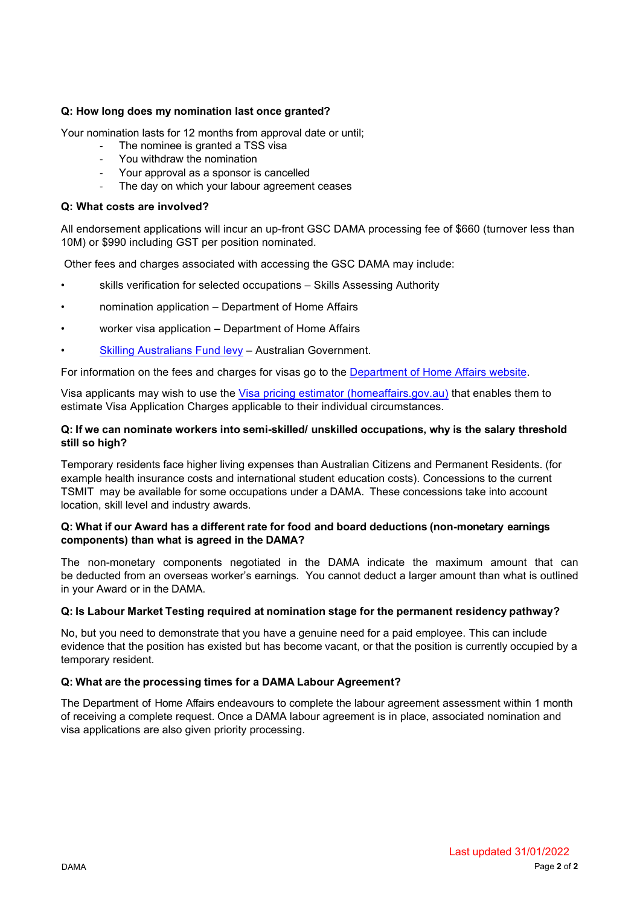**Q: How long does my nomination last once granted?**

Your nomination lasts for 12 months from approval date or until;

- The nominee is granted a TSS visa
- You withdraw the nomination
- Your approval as a sponsor is cancelled
- The day on which your labour agreement ceases

**Q: What costs are involved?**

All endorsement applications will incur an up-front GSC DAMA processing fee of $660 (turnover less than 10M) or $990 including GST per position nominated.

Other fees and charges associated with accessing the GSC DAMA may include:

- skills verification for selected occupations – Skills Assessing Authority
- nomination application – Department of Home Affairs
- worker visa application – Department of Home Affairs
- Skilling Australians Fund levy – Australian Government.

For information on the fees and charges for visas go to the Department of Home Affairs website.

Visa applicants may wish to use the Visa pricing estimator (homeaffairs.gov.au) that enables them to estimate Visa Application Charges applicable to their individual circumstances.

**Q: If we can nominate workers into semi-skilled/ unskilled occupations, why is the salary threshold still so high?**

Temporary residents face higher living expenses than Australian Citizens and Permanent Residents. (for example health insurance costs and international student education costs). Concessions to the current TSMIT may be available for some occupations under a DAMA. These concessions take into account location, skill level and industry awards.

**Q: What if our Award has a different rate for food and board deductions (non-monetary earnings components) than what is agreed in the DAMA?**

The non-monetary components negotiated in the DAMA indicate the maximum amount that can be deducted from an overseas worker's earnings. You cannot deduct a larger amount than what is outlined in your Award or in the DAMA.

**Q: Is Labour Market Testing required at nomination stage for the permanent residency pathway?**

No, but you need to demonstrate that you have a genuine need for a paid employee. This can include evidence that the position has existed but has become vacant, or that the position is currently occupied by a temporary resident.

**Q: What are the processing times for a DAMA Labour Agreement?**

The Department of Home Affairs endeavours to complete the labour agreement assessment within 1 month of receiving a complete request. Once a DAMA labour agreement is in place, associated nomination and visa applications are also given priority processing.

Last updated 31/01/2022